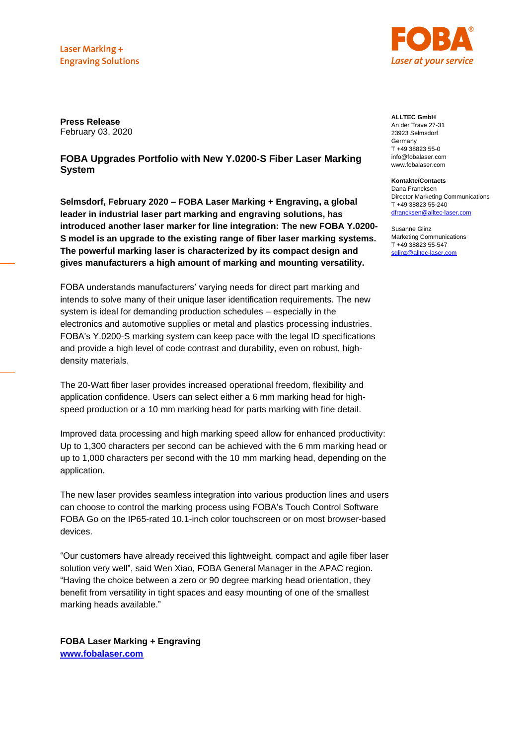Laser Marking +
Engraving Solutions

FOBA®
Laser at your service

**Press Release**
February 03, 2020

## FOBA Upgrades Portfolio with New Y.0200-S Fiber Laser Marking System

**Selmsdorf, February 2020 – FOBA Laser Marking + Engraving, a global leader in industrial laser part marking and engraving solutions, has introduced another laser marker for line integration: The new FOBA Y.0200-S model is an upgrade to the existing range of fiber laser marking systems. The powerful marking laser is characterized by its compact design and gives manufacturers a high amount of marking and mounting versatility.**

FOBA understands manufacturers' varying needs for direct part marking and intends to solve many of their unique laser identification requirements. The new system is ideal for demanding production schedules – especially in the electronics and automotive supplies or metal and plastics processing industries. FOBA's Y.0200-S marking system can keep pace with the legal ID specifications and provide a high level of code contrast and durability, even on robust, high-density materials.

The 20-Watt fiber laser provides increased operational freedom, flexibility and application confidence. Users can select either a 6 mm marking head for high-speed production or a 10 mm marking head for parts marking with fine detail.

Improved data processing and high marking speed allow for enhanced productivity: Up to 1,300 characters per second can be achieved with the 6 mm marking head or up to 1,000 characters per second with the 10 mm marking head, depending on the application.

The new laser provides seamless integration into various production lines and users can choose to control the marking process using FOBA's Touch Control Software FOBA Go on the IP65-rated 10.1-inch color touchscreen or on most browser-based devices.

"Our customers have already received this lightweight, compact and agile fiber laser solution very well", said Wen Xiao, FOBA General Manager in the APAC region. "Having the choice between a zero or 90 degree marking head orientation, they benefit from versatility in tight spaces and easy mounting of one of the smallest marking heads available."

**FOBA Laser Marking + Engraving**
**www.fobalaser.com**

**ALLTEC GmbH**
An der Trave 27-31
23923 Selmsdorf
Germany
T +49 38823 55-0
info@fobalaser.com
www.fobalaser.com

**Kontakte/Contacts**
Dana Francksen
Director Marketing Communications
T +49 38823 55-240
dfrancksen@alltec-laser.com

Susanne Glinz
Marketing Communications
T +49 38823 55-547
sglinz@alltec-laser.com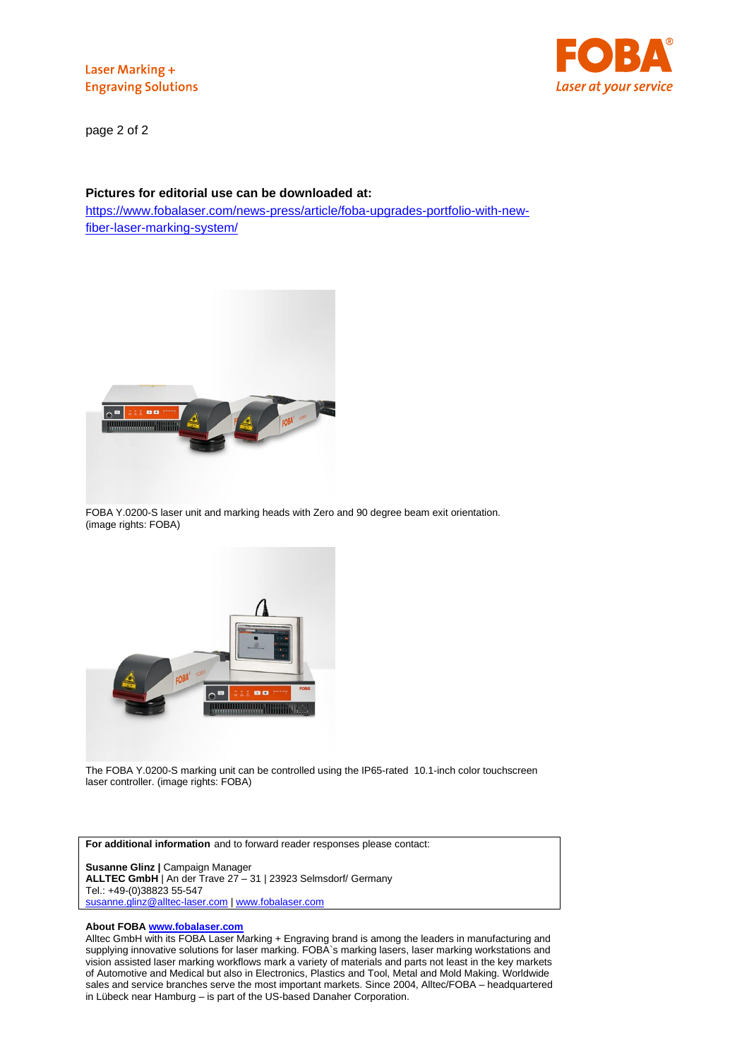**Pictures for editorial use can be downloaded at:**
https://www.fobalaser.com/news-press/article/foba-upgrades-portfolio-with-new-fiber-laser-marking-system/

FOBA Y.0200-S laser unit and marking heads with Zero and 90 degree beam exit orientation. (image rights: FOBA)

The FOBA Y.0200-S marking unit can be controlled using the IP65-rated 10.1-inch color touchscreen laser controller. (image rights: FOBA)

**For additional information** and to forward reader responses please contact:

**Susanne Glinz |** Campaign Manager
**ALLTEC GmbH** | An der Trave 27 – 31 | 23923 Selmsdorf/ Germany
Tel.: +49-(0)38823 55-547
susanne.glinz@alltec-laser.com | www.fobalaser.com

**About FOBA www.fobalaser.com**
Alltec GmbH with its FOBA Laser Marking + Engraving brand is among the leaders in manufacturing and supplying innovative solutions for laser marking. FOBA`s marking lasers, laser marking workstations and vision assisted laser marking workflows mark a variety of materials and parts not least in the key markets of Automotive and Medical but also in Electronics, Plastics and Tool, Metal and Mold Making. Worldwide sales and service branches serve the most important markets. Since 2004, Alltec/FOBA – headquartered in Lübeck near Hamburg – is part of the US-based Danaher Corporation.